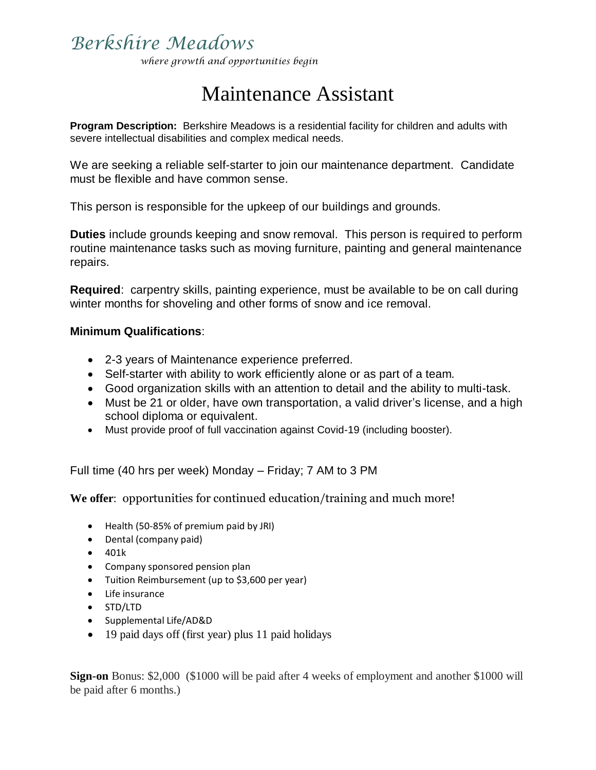*Berkshire Meadows*

*where growth and opportunities begin*

# Maintenance Assistant

**Program Description:** Berkshire Meadows is a residential facility for children and adults with severe intellectual disabilities and complex medical needs.

We are seeking a reliable self-starter to join our maintenance department. Candidate must be flexible and have common sense.

This person is responsible for the upkeep of our buildings and grounds.

**Duties** include grounds keeping and snow removal. This person is required to perform routine maintenance tasks such as moving furniture, painting and general maintenance repairs.

**Required**: carpentry skills, painting experience, must be available to be on call during winter months for shoveling and other forms of snow and ice removal.

**Minimum Qualifications**:

- 2-3 years of Maintenance experience preferred.
- Self-starter with ability to work efficiently alone or as part of a team.
- Good organization skills with an attention to detail and the ability to multi-task.
- Must be 21 or older, have own transportation, a valid driver's license, and a high school diploma or equivalent.
- Must provide proof of full vaccination against Covid-19 (including booster).

Full time (40 hrs per week) Monday – Friday; 7 AM to 3 PM

**We offer**: opportunities for continued education/training and much more!

- Health (50-85% of premium paid by JRI)
- Dental (company paid)
- 401k
- Company sponsored pension plan
- Tuition Reimbursement (up to $3,600 per year)
- Life insurance
- STD/LTD
- Supplemental Life/AD&D
- 19 paid days off (first year) plus 11 paid holidays

**Sign-on** Bonus: $2,000 ($1000 will be paid after 4 weeks of employment and another $1000 will be paid after 6 months.)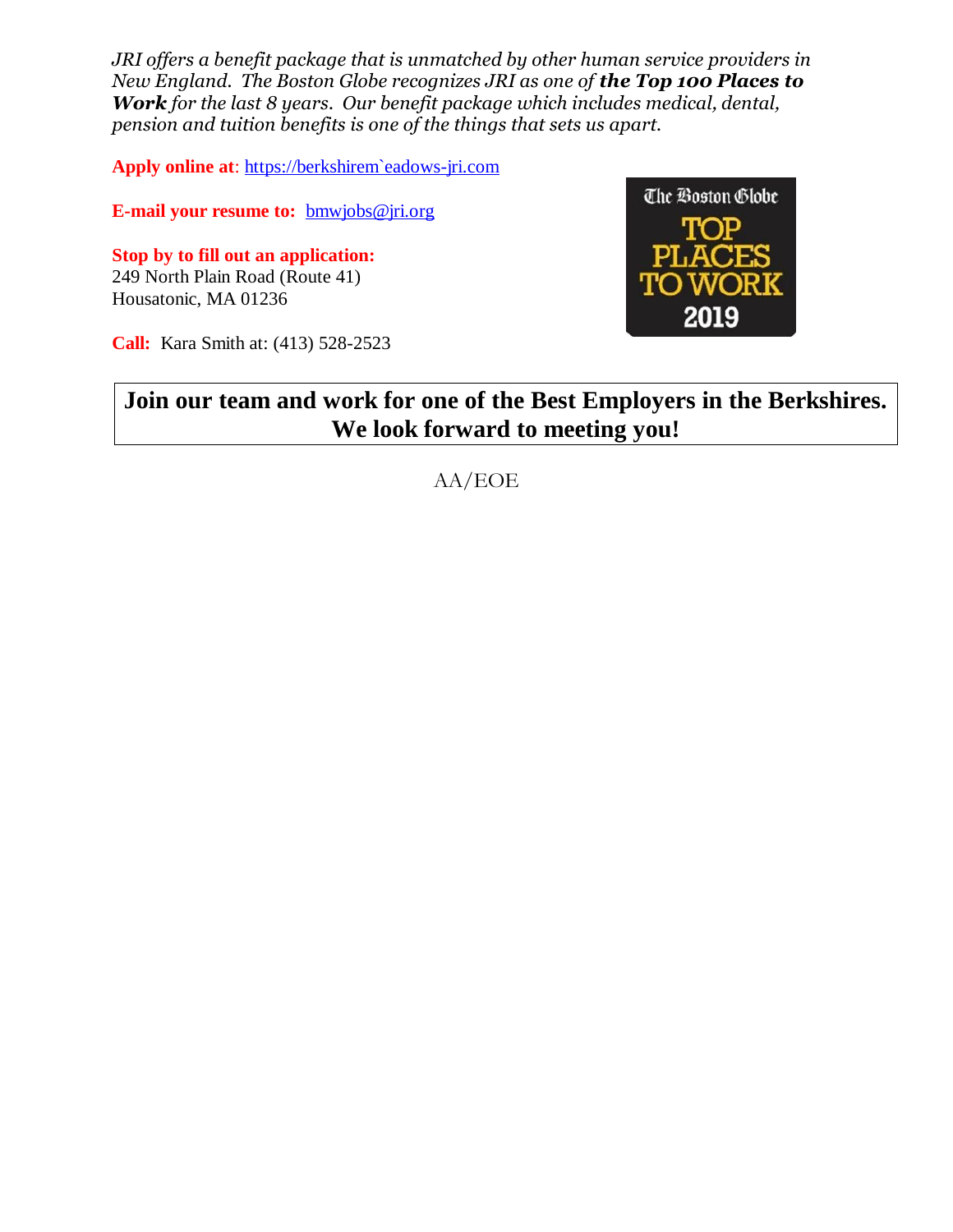*JRI offers a benefit package that is unmatched by other human service providers in New England. The Boston Globe recognizes JRI as one of **the Top 100 Places to Work** for the last 8 years. Our benefit package which includes medical, dental, pension and tuition benefits is one of the things that sets us apart.*

**Apply online at**: https://berkshirem`eadows-jri.com

**E-mail your resume to:** bmwjobs@jri.org

**Stop by to fill out an application:**
249 North Plain Road (Route 41)
Housatonic, MA 01236

**Call:** Kara Smith at: (413) 528-2523

The Boston Globe
TOP PLACES TO WORK
2019

**Join our team and work for one of the Best Employers in the Berkshires. We look forward to meeting you!**

AA/EOE